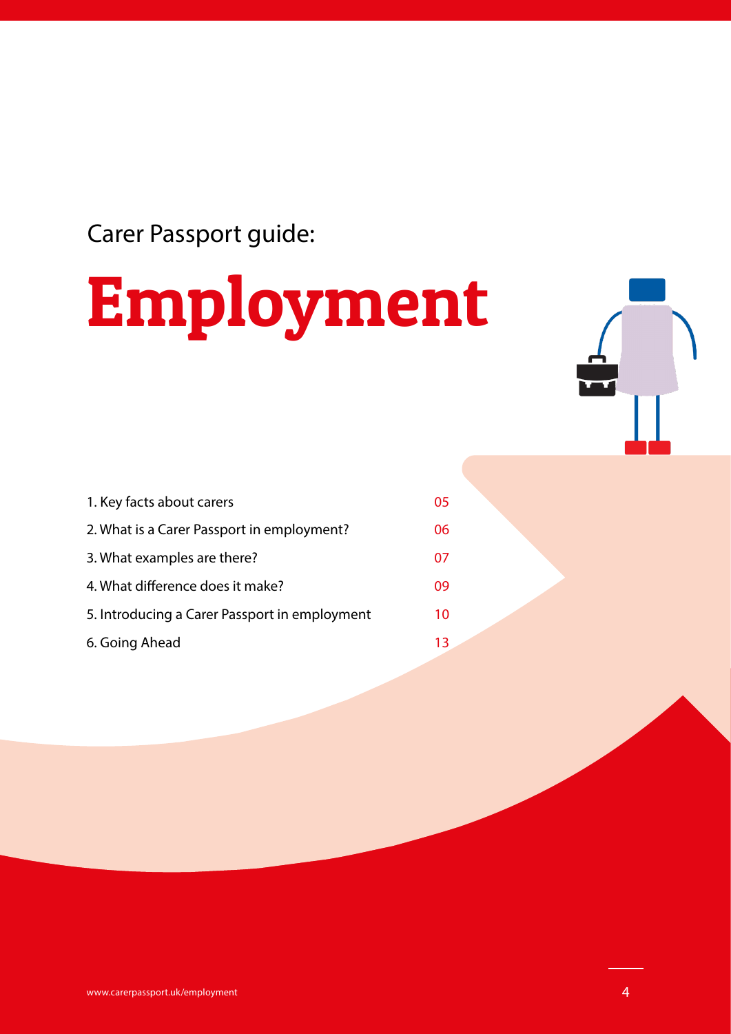Carer Passport guide:

# Employment

| | |
|---|---|
| 1. Key facts about carers | 05 |
| 2. What is a Carer Passport in employment? | 06 |
| 3. What examples are there? | 07 |
| 4. What difference does it make? | 09 |
| 5. Introducing a Carer Passport in employment | 10 |
| 6. Going Ahead | 13 |

www.carerpassport.uk/employment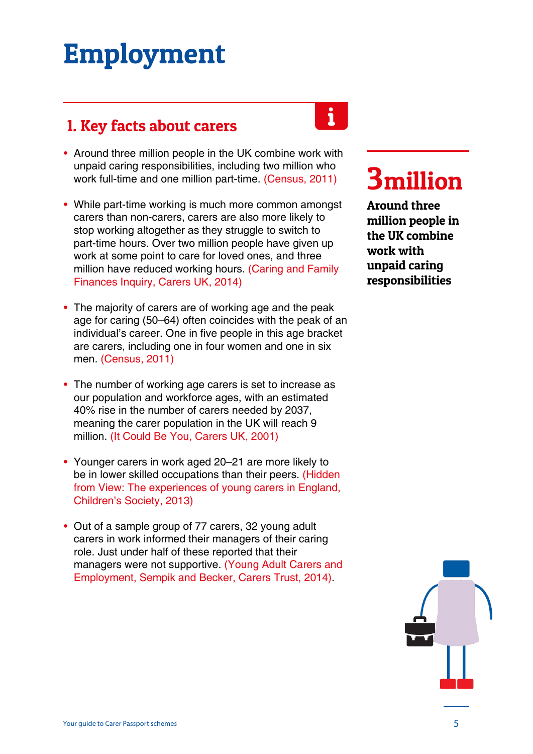# Employment

## 1. Key facts about carers

- Around three million people in the UK combine work with unpaid caring responsibilities, including two million who work full-time and one million part-time. (Census, 2011)
- While part-time working is much more common amongst carers than non-carers, carers are also more likely to stop working altogether as they struggle to switch to part-time hours. Over two million people have given up work at some point to care for loved ones, and three million have reduced working hours. (Caring and Family Finances Inquiry, Carers UK, 2014)
- The majority of carers are of working age and the peak age for caring (50–64) often coincides with the peak of an individual's career. One in five people in this age bracket are carers, including one in four women and one in six men. (Census, 2011)
- The number of working age carers is set to increase as our population and workforce ages, with an estimated 40% rise in the number of carers needed by 2037, meaning the carer population in the UK will reach 9 million. (It Could Be You, Carers UK, 2001)
- Younger carers in work aged 20–21 are more likely to be in lower skilled occupations than their peers. (Hidden from View: The experiences of young carers in England, Children's Society, 2013)
- Out of a sample group of 77 carers, 32 young adult carers in work informed their managers of their caring role. Just under half of these reported that their managers were not supportive. (Young Adult Carers and Employment, Sempik and Becker, Carers Trust, 2014).

**3million**

**Around three million people in the UK combine work with unpaid caring responsibilities**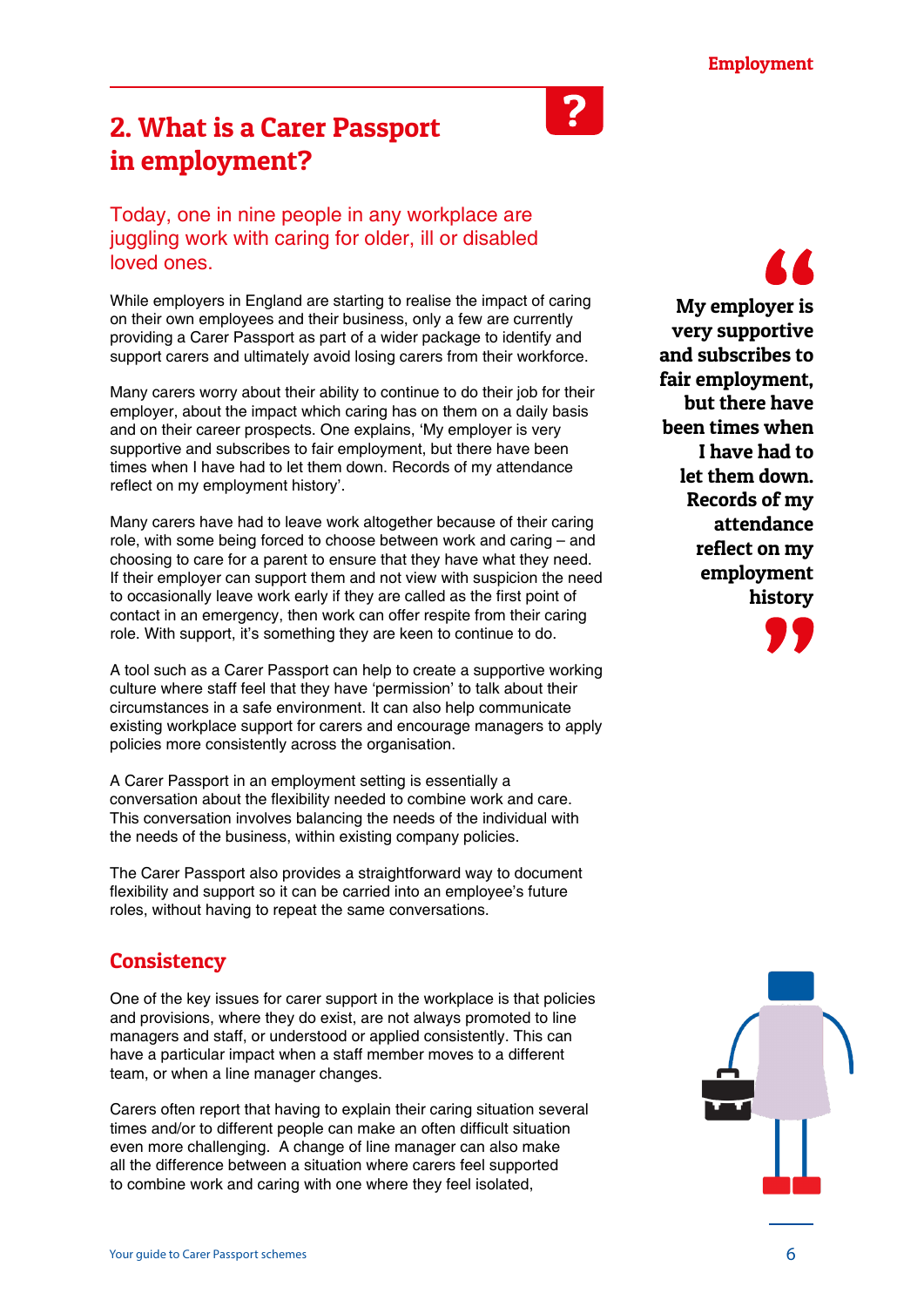## 2. What is a Carer Passport in employment?

Today, one in nine people in any workplace are juggling work with caring for older, ill or disabled loved ones.

While employers in England are starting to realise the impact of caring on their own employees and their business, only a few are currently providing a Carer Passport as part of a wider package to identify and support carers and ultimately avoid losing carers from their workforce.

Many carers worry about their ability to continue to do their job for their employer, about the impact which caring has on them on a daily basis and on their career prospects. One explains, 'My employer is very supportive and subscribes to fair employment, but there have been times when I have had to let them down. Records of my attendance reflect on my employment history'.

Many carers have had to leave work altogether because of their caring role, with some being forced to choose between work and caring – and choosing to care for a parent to ensure that they have what they need. If their employer can support them and not view with suspicion the need to occasionally leave work early if they are called as the first point of contact in an emergency, then work can offer respite from their caring role. With support, it's something they are keen to continue to do.

A tool such as a Carer Passport can help to create a supportive working culture where staff feel that they have 'permission' to talk about their circumstances in a safe environment. It can also help communicate existing workplace support for carers and encourage managers to apply policies more consistently across the organisation.

A Carer Passport in an employment setting is essentially a conversation about the flexibility needed to combine work and care. This conversation involves balancing the needs of the individual with the needs of the business, within existing company policies.

The Carer Passport also provides a straightforward way to document flexibility and support so it can be carried into an employee's future roles, without having to repeat the same conversations.

> **"My employer is very supportive and subscribes to fair employment, but there have been times when I have had to let them down. Records of my attendance reflect on my employment history"**

### Consistency

One of the key issues for carer support in the workplace is that policies and provisions, where they do exist, are not always promoted to line managers and staff, or understood or applied consistently. This can have a particular impact when a staff member moves to a different team, or when a line manager changes.

Carers often report that having to explain their caring situation several times and/or to different people can make an often difficult situation even more challenging. A change of line manager can also make all the difference between a situation where carers feel supported to combine work and caring with one where they feel isolated,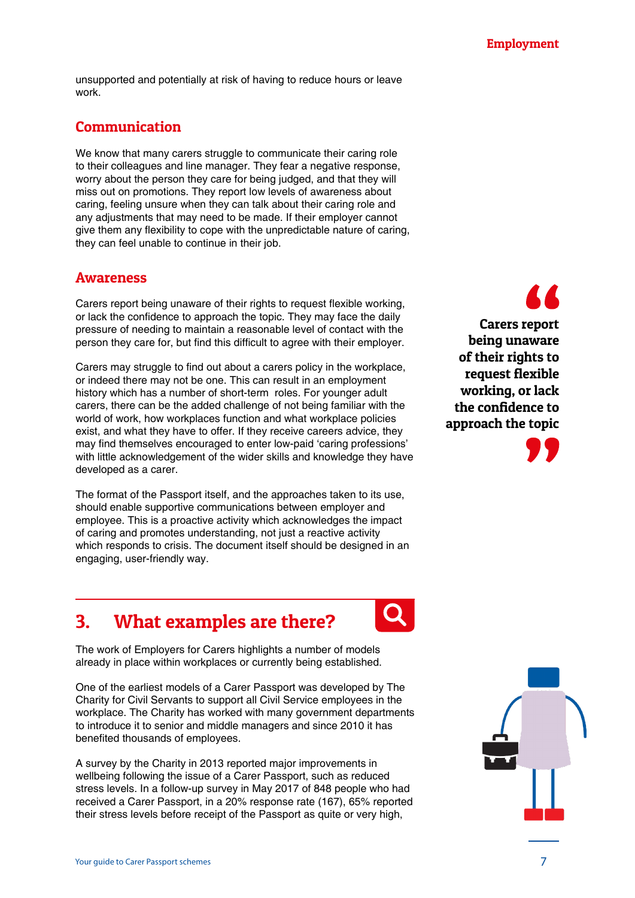unsupported and potentially at risk of having to reduce hours or leave work.

### Communication

We know that many carers struggle to communicate their caring role to their colleagues and line manager. They fear a negative response, worry about the person they care for being judged, and that they will miss out on promotions. They report low levels of awareness about caring, feeling unsure when they can talk about their caring role and any adjustments that may need to be made. If their employer cannot give them any flexibility to cope with the unpredictable nature of caring, they can feel unable to continue in their job.

### Awareness

Carers report being unaware of their rights to request flexible working, or lack the confidence to approach the topic. They may face the daily pressure of needing to maintain a reasonable level of contact with the person they care for, but find this difficult to agree with their employer.

Carers may struggle to find out about a carers policy in the workplace, or indeed there may not be one. This can result in an employment history which has a number of short-term roles. For younger adult carers, there can be the added challenge of not being familiar with the world of work, how workplaces function and what workplace policies exist, and what they have to offer. If they receive careers advice, they may find themselves encouraged to enter low-paid 'caring professions' with little acknowledgement of the wider skills and knowledge they have developed as a carer.

> **"Carers report being unaware of their rights to request flexible working, or lack the confidence to approach the topic"**

The format of the Passport itself, and the approaches taken to its use, should enable supportive communications between employer and employee. This is a proactive activity which acknowledges the impact of caring and promotes understanding, not just a reactive activity which responds to crisis. The document itself should be designed in an engaging, user-friendly way.

## 3. What examples are there?

The work of Employers for Carers highlights a number of models already in place within workplaces or currently being established.

One of the earliest models of a Carer Passport was developed by The Charity for Civil Servants to support all Civil Service employees in the workplace. The Charity has worked with many government departments to introduce it to senior and middle managers and since 2010 it has benefited thousands of employees.

A survey by the Charity in 2013 reported major improvements in wellbeing following the issue of a Carer Passport, such as reduced stress levels. In a follow-up survey in May 2017 of 848 people who had received a Carer Passport, in a 20% response rate (167), 65% reported their stress levels before receipt of the Passport as quite or very high,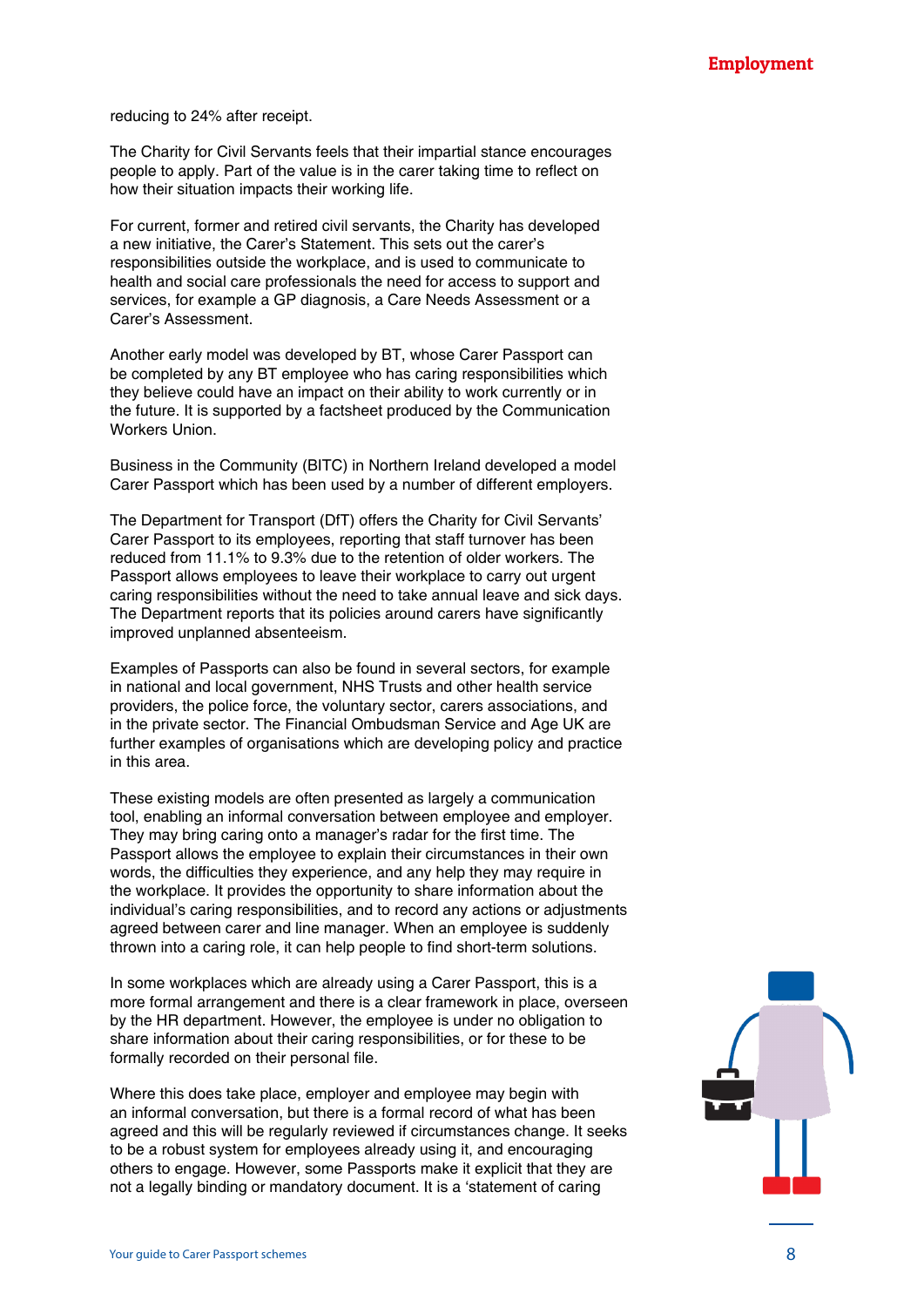reducing to 24% after receipt.

The Charity for Civil Servants feels that their impartial stance encourages people to apply. Part of the value is in the carer taking time to reflect on how their situation impacts their working life.

For current, former and retired civil servants, the Charity has developed a new initiative, the Carer's Statement. This sets out the carer's responsibilities outside the workplace, and is used to communicate to health and social care professionals the need for access to support and services, for example a GP diagnosis, a Care Needs Assessment or a Carer's Assessment.

Another early model was developed by BT, whose Carer Passport can be completed by any BT employee who has caring responsibilities which they believe could have an impact on their ability to work currently or in the future. It is supported by a factsheet produced by the Communication Workers Union.

Business in the Community (BITC) in Northern Ireland developed a model Carer Passport which has been used by a number of different employers.

The Department for Transport (DfT) offers the Charity for Civil Servants' Carer Passport to its employees, reporting that staff turnover has been reduced from 11.1% to 9.3% due to the retention of older workers. The Passport allows employees to leave their workplace to carry out urgent caring responsibilities without the need to take annual leave and sick days. The Department reports that its policies around carers have significantly improved unplanned absenteeism.

Examples of Passports can also be found in several sectors, for example in national and local government, NHS Trusts and other health service providers, the police force, the voluntary sector, carers associations, and in the private sector. The Financial Ombudsman Service and Age UK are further examples of organisations which are developing policy and practice in this area.

These existing models are often presented as largely a communication tool, enabling an informal conversation between employee and employer. They may bring caring onto a manager's radar for the first time. The Passport allows the employee to explain their circumstances in their own words, the difficulties they experience, and any help they may require in the workplace. It provides the opportunity to share information about the individual's caring responsibilities, and to record any actions or adjustments agreed between carer and line manager. When an employee is suddenly thrown into a caring role, it can help people to find short-term solutions.

In some workplaces which are already using a Carer Passport, this is a more formal arrangement and there is a clear framework in place, overseen by the HR department. However, the employee is under no obligation to share information about their caring responsibilities, or for these to be formally recorded on their personal file.

Where this does take place, employer and employee may begin with an informal conversation, but there is a formal record of what has been agreed and this will be regularly reviewed if circumstances change. It seeks to be a robust system for employees already using it, and encouraging others to engage. However, some Passports make it explicit that they are not a legally binding or mandatory document. It is a 'statement of caring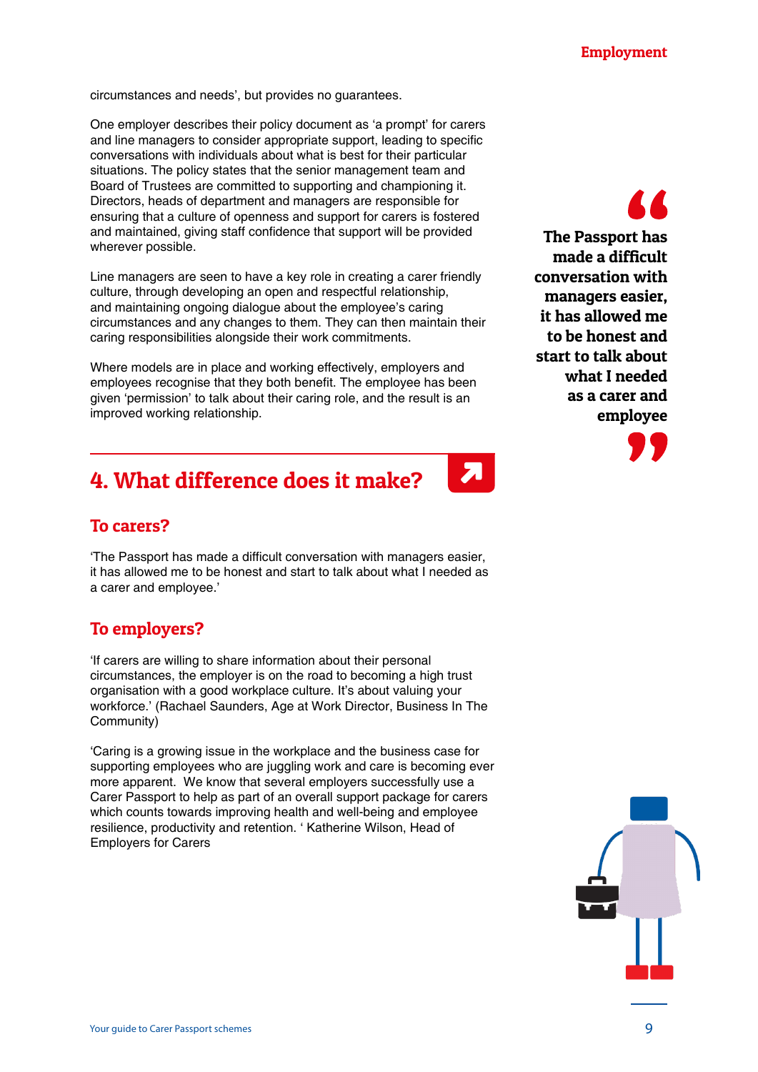circumstances and needs', but provides no guarantees.

One employer describes their policy document as 'a prompt' for carers and line managers to consider appropriate support, leading to specific conversations with individuals about what is best for their particular situations. The policy states that the senior management team and Board of Trustees are committed to supporting and championing it. Directors, heads of department and managers are responsible for ensuring that a culture of openness and support for carers is fostered and maintained, giving staff confidence that support will be provided wherever possible.

Line managers are seen to have a key role in creating a carer friendly culture, through developing an open and respectful relationship, and maintaining ongoing dialogue about the employee's caring circumstances and any changes to them. They can then maintain their caring responsibilities alongside their work commitments.

Where models are in place and working effectively, employers and employees recognise that they both benefit. The employee has been given 'permission' to talk about their caring role, and the result is an improved working relationship.

> **"The Passport has made a difficult conversation with managers easier, it has allowed me to be honest and start to talk about what I needed as a carer and employee"**

## 4. What difference does it make?

### To carers?

'The Passport has made a difficult conversation with managers easier, it has allowed me to be honest and start to talk about what I needed as a carer and employee.'

### To employers?

'If carers are willing to share information about their personal circumstances, the employer is on the road to becoming a high trust organisation with a good workplace culture. It's about valuing your workforce.' (Rachael Saunders, Age at Work Director, Business In The Community)

'Caring is a growing issue in the workplace and the business case for supporting employees who are juggling work and care is becoming ever more apparent.  We know that several employers successfully use a Carer Passport to help as part of an overall support package for carers which counts towards improving health and well-being and employee resilience, productivity and retention. ' Katherine Wilson, Head of Employers for Carers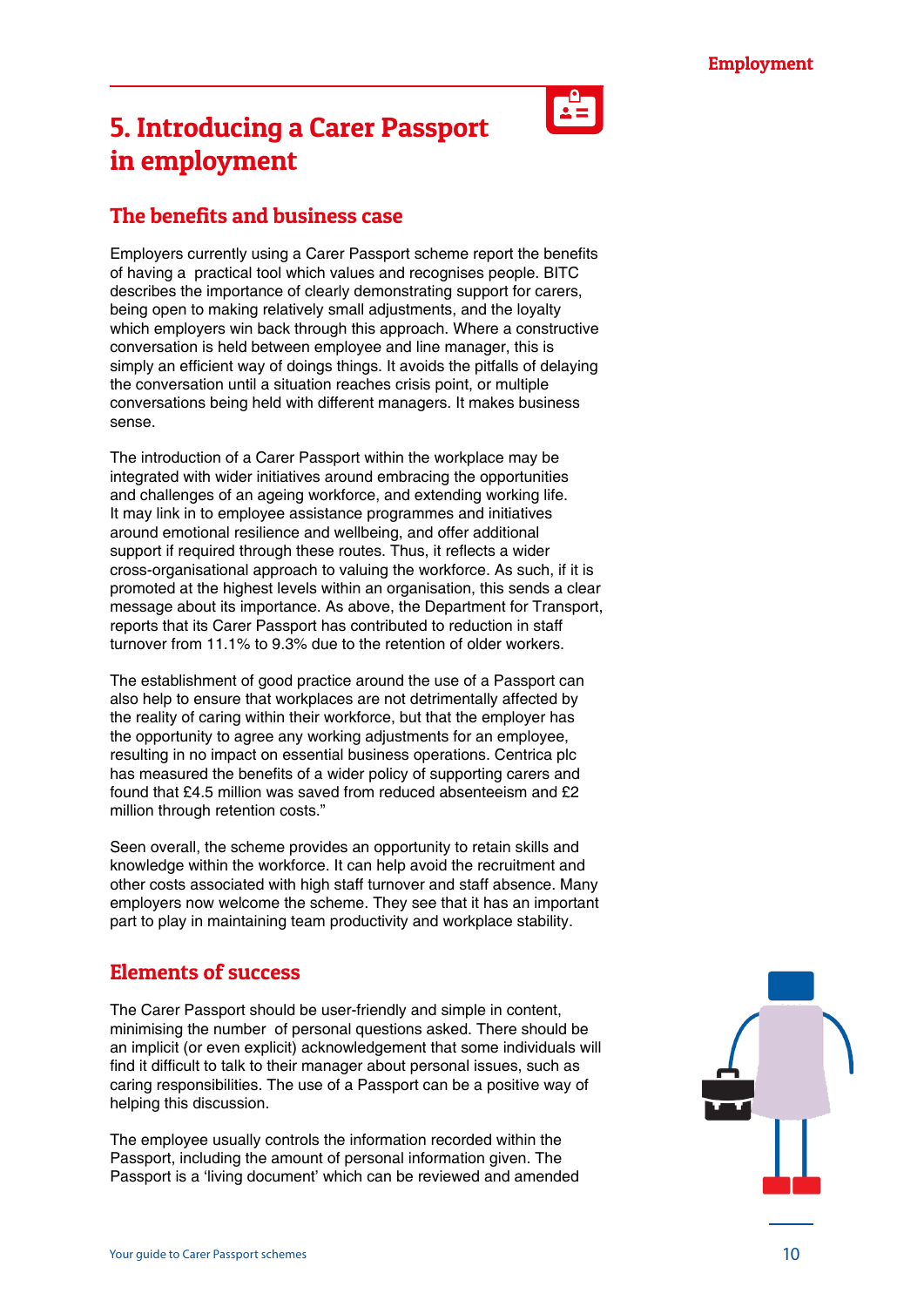## 5. Introducing a Carer Passport in employment

### The benefits and business case

Employers currently using a Carer Passport scheme report the benefits of having a  practical tool which values and recognises people. BITC describes the importance of clearly demonstrating support for carers, being open to making relatively small adjustments, and the loyalty which employers win back through this approach. Where a constructive conversation is held between employee and line manager, this is simply an efficient way of doings things. It avoids the pitfalls of delaying the conversation until a situation reaches crisis point, or multiple conversations being held with different managers. It makes business sense.

The introduction of a Carer Passport within the workplace may be integrated with wider initiatives around embracing the opportunities and challenges of an ageing workforce, and extending working life. It may link in to employee assistance programmes and initiatives around emotional resilience and wellbeing, and offer additional support if required through these routes. Thus, it reflects a wider cross-organisational approach to valuing the workforce. As such, if it is promoted at the highest levels within an organisation, this sends a clear message about its importance. As above, the Department for Transport, reports that its Carer Passport has contributed to reduction in staff turnover from 11.1% to 9.3% due to the retention of older workers.

The establishment of good practice around the use of a Passport can also help to ensure that workplaces are not detrimentally affected by the reality of caring within their workforce, but that the employer has the opportunity to agree any working adjustments for an employee, resulting in no impact on essential business operations. Centrica plc has measured the benefits of a wider policy of supporting carers and found that £4.5 million was saved from reduced absenteeism and £2 million through retention costs."

Seen overall, the scheme provides an opportunity to retain skills and knowledge within the workforce. It can help avoid the recruitment and other costs associated with high staff turnover and staff absence. Many employers now welcome the scheme. They see that it has an important part to play in maintaining team productivity and workplace stability.

### Elements of success

The Carer Passport should be user-friendly and simple in content, minimising the number  of personal questions asked. There should be an implicit (or even explicit) acknowledgement that some individuals will find it difficult to talk to their manager about personal issues, such as caring responsibilities. The use of a Passport can be a positive way of helping this discussion.

The employee usually controls the information recorded within the Passport, including the amount of personal information given. The Passport is a 'living document' which can be reviewed and amended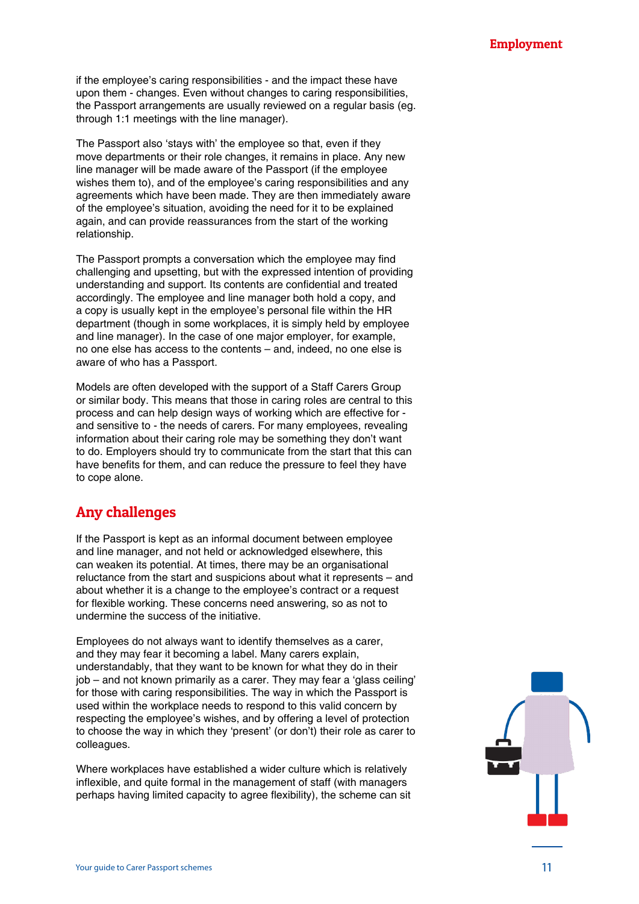if the employee's caring responsibilities - and the impact these have upon them - changes. Even without changes to caring responsibilities, the Passport arrangements are usually reviewed on a regular basis (eg. through 1:1 meetings with the line manager).

The Passport also 'stays with' the employee so that, even if they move departments or their role changes, it remains in place. Any new line manager will be made aware of the Passport (if the employee wishes them to), and of the employee's caring responsibilities and any agreements which have been made. They are then immediately aware of the employee's situation, avoiding the need for it to be explained again, and can provide reassurances from the start of the working relationship.

The Passport prompts a conversation which the employee may find challenging and upsetting, but with the expressed intention of providing understanding and support. Its contents are confidential and treated accordingly. The employee and line manager both hold a copy, and a copy is usually kept in the employee's personal file within the HR department (though in some workplaces, it is simply held by employee and line manager). In the case of one major employer, for example, no one else has access to the contents – and, indeed, no one else is aware of who has a Passport.

Models are often developed with the support of a Staff Carers Group or similar body. This means that those in caring roles are central to this process and can help design ways of working which are effective for - and sensitive to - the needs of carers. For many employees, revealing information about their caring role may be something they don't want to do. Employers should try to communicate from the start that this can have benefits for them, and can reduce the pressure to feel they have to cope alone.

## Any challenges

If the Passport is kept as an informal document between employee and line manager, and not held or acknowledged elsewhere, this can weaken its potential. At times, there may be an organisational reluctance from the start and suspicions about what it represents – and about whether it is a change to the employee's contract or a request for flexible working. These concerns need answering, so as not to undermine the success of the initiative.

Employees do not always want to identify themselves as a carer, and they may fear it becoming a label. Many carers explain, understandably, that they want to be known for what they do in their job – and not known primarily as a carer. They may fear a 'glass ceiling' for those with caring responsibilities. The way in which the Passport is used within the workplace needs to respond to this valid concern by respecting the employee's wishes, and by offering a level of protection to choose the way in which they 'present' (or don't) their role as carer to colleagues.

Where workplaces have established a wider culture which is relatively inflexible, and quite formal in the management of staff (with managers perhaps having limited capacity to agree flexibility), the scheme can sit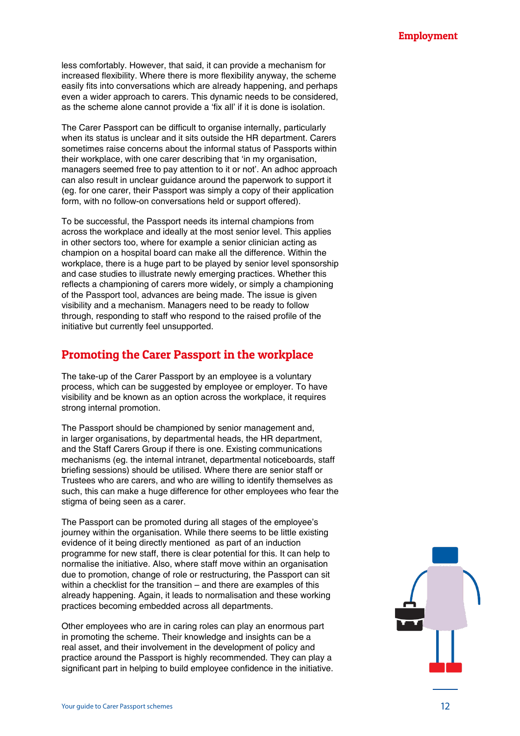less comfortably. However, that said, it can provide a mechanism for increased flexibility. Where there is more flexibility anyway, the scheme easily fits into conversations which are already happening, and perhaps even a wider approach to carers. This dynamic needs to be considered, as the scheme alone cannot provide a 'fix all' if it is done is isolation.

The Carer Passport can be difficult to organise internally, particularly when its status is unclear and it sits outside the HR department. Carers sometimes raise concerns about the informal status of Passports within their workplace, with one carer describing that 'in my organisation, managers seemed free to pay attention to it or not'. An adhoc approach can also result in unclear guidance around the paperwork to support it (eg. for one carer, their Passport was simply a copy of their application form, with no follow-on conversations held or support offered).

To be successful, the Passport needs its internal champions from across the workplace and ideally at the most senior level. This applies in other sectors too, where for example a senior clinician acting as champion on a hospital board can make all the difference. Within the workplace, there is a huge part to be played by senior level sponsorship and case studies to illustrate newly emerging practices. Whether this reflects a championing of carers more widely, or simply a championing of the Passport tool, advances are being made. The issue is given visibility and a mechanism. Managers need to be ready to follow through, responding to staff who respond to the raised profile of the initiative but currently feel unsupported.

## Promoting the Carer Passport in the workplace

The take-up of the Carer Passport by an employee is a voluntary process, which can be suggested by employee or employer. To have visibility and be known as an option across the workplace, it requires strong internal promotion.

The Passport should be championed by senior management and, in larger organisations, by departmental heads, the HR department, and the Staff Carers Group if there is one. Existing communications mechanisms (eg. the internal intranet, departmental noticeboards, staff briefing sessions) should be utilised. Where there are senior staff or Trustees who are carers, and who are willing to identify themselves as such, this can make a huge difference for other employees who fear the stigma of being seen as a carer.

The Passport can be promoted during all stages of the employee's journey within the organisation. While there seems to be little existing evidence of it being directly mentioned as part of an induction programme for new staff, there is clear potential for this. It can help to normalise the initiative. Also, where staff move within an organisation due to promotion, change of role or restructuring, the Passport can sit within a checklist for the transition – and there are examples of this already happening. Again, it leads to normalisation and these working practices becoming embedded across all departments.

Other employees who are in caring roles can play an enormous part in promoting the scheme. Their knowledge and insights can be a real asset, and their involvement in the development of policy and practice around the Passport is highly recommended. They can play a significant part in helping to build employee confidence in the initiative.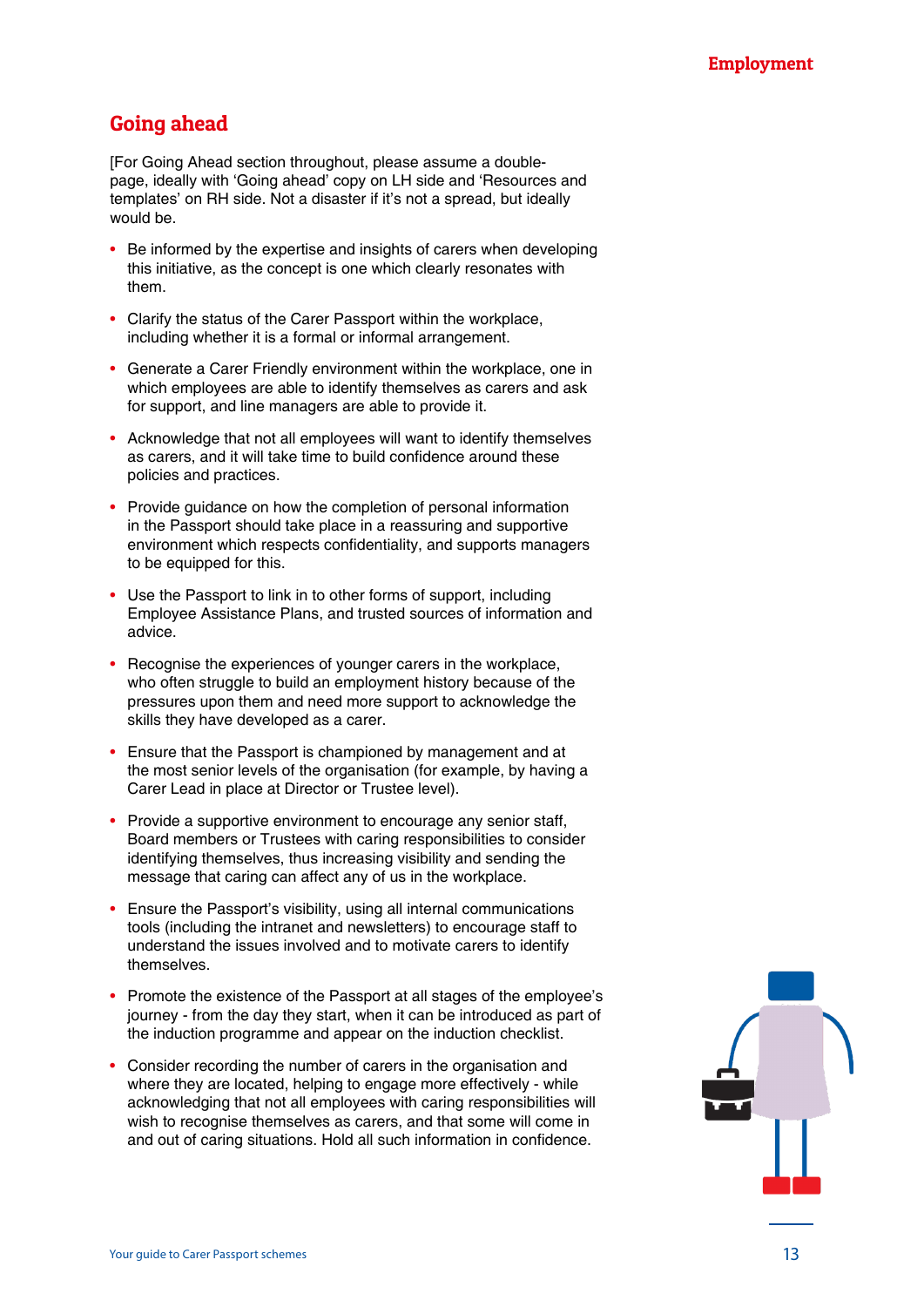## Going ahead

[For Going Ahead section throughout, please assume a double-page, ideally with 'Going ahead' copy on LH side and 'Resources and templates' on RH side. Not a disaster if it's not a spread, but ideally would be.

- Be informed by the expertise and insights of carers when developing this initiative, as the concept is one which clearly resonates with them.
- Clarify the status of the Carer Passport within the workplace, including whether it is a formal or informal arrangement.
- Generate a Carer Friendly environment within the workplace, one in which employees are able to identify themselves as carers and ask for support, and line managers are able to provide it.
- Acknowledge that not all employees will want to identify themselves as carers, and it will take time to build confidence around these policies and practices.
- Provide guidance on how the completion of personal information in the Passport should take place in a reassuring and supportive environment which respects confidentiality, and supports managers to be equipped for this.
- Use the Passport to link in to other forms of support, including Employee Assistance Plans, and trusted sources of information and advice.
- Recognise the experiences of younger carers in the workplace, who often struggle to build an employment history because of the pressures upon them and need more support to acknowledge the skills they have developed as a carer.
- Ensure that the Passport is championed by management and at the most senior levels of the organisation (for example, by having a Carer Lead in place at Director or Trustee level).
- Provide a supportive environment to encourage any senior staff, Board members or Trustees with caring responsibilities to consider identifying themselves, thus increasing visibility and sending the message that caring can affect any of us in the workplace.
- Ensure the Passport's visibility, using all internal communications tools (including the intranet and newsletters) to encourage staff to understand the issues involved and to motivate carers to identify themselves.
- Promote the existence of the Passport at all stages of the employee's journey - from the day they start, when it can be introduced as part of the induction programme and appear on the induction checklist.
- Consider recording the number of carers in the organisation and where they are located, helping to engage more effectively - while acknowledging that not all employees with caring responsibilities will wish to recognise themselves as carers, and that some will come in and out of caring situations. Hold all such information in confidence.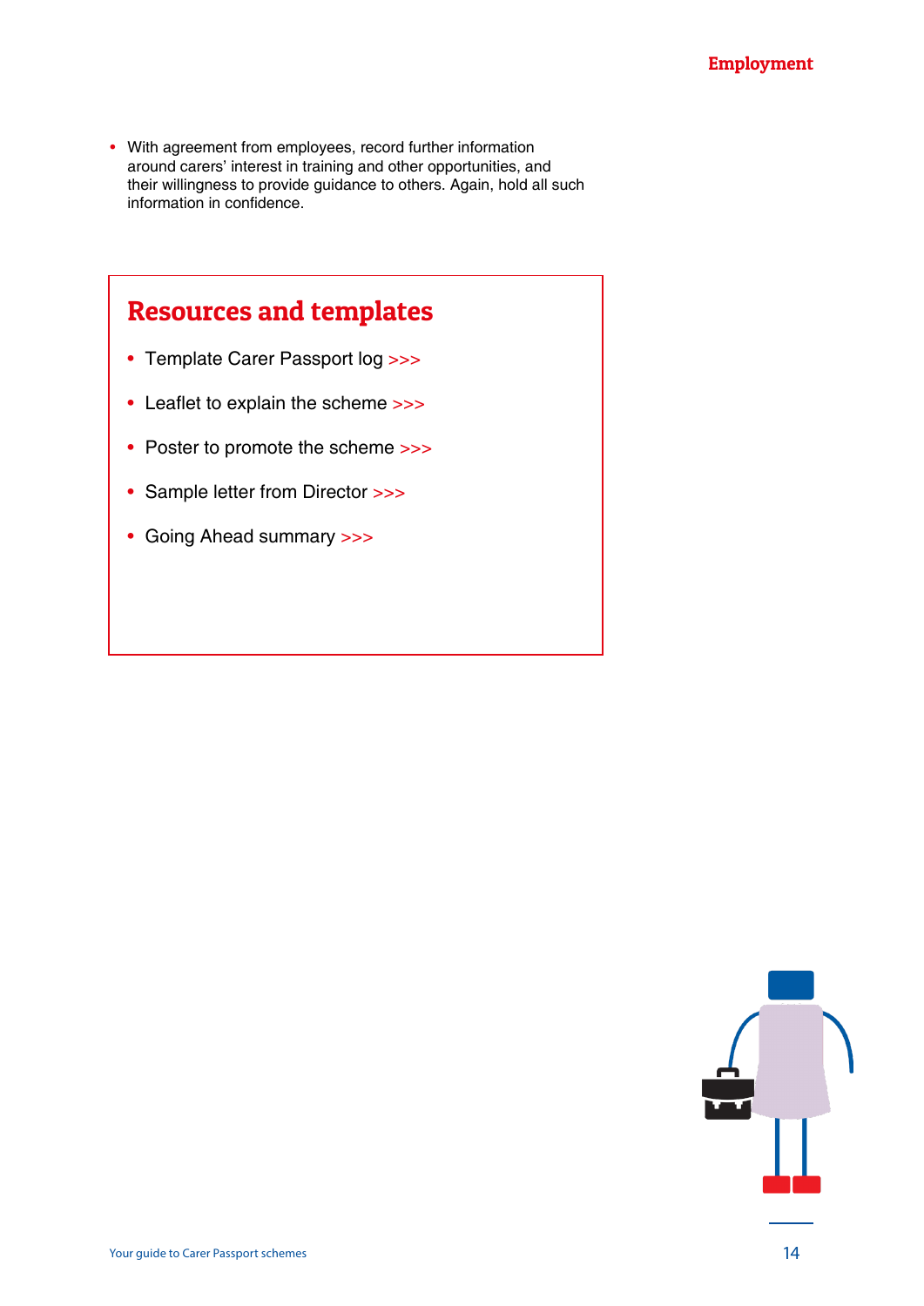- With agreement from employees, record further information around carers' interest in training and other opportunities, and their willingness to provide guidance to others. Again, hold all such information in confidence.

## Resources and templates

- Template Carer Passport log >>>
- Leaflet to explain the scheme >>>
- Poster to promote the scheme >>>
- Sample letter from Director >>>
- Going Ahead summary >>>